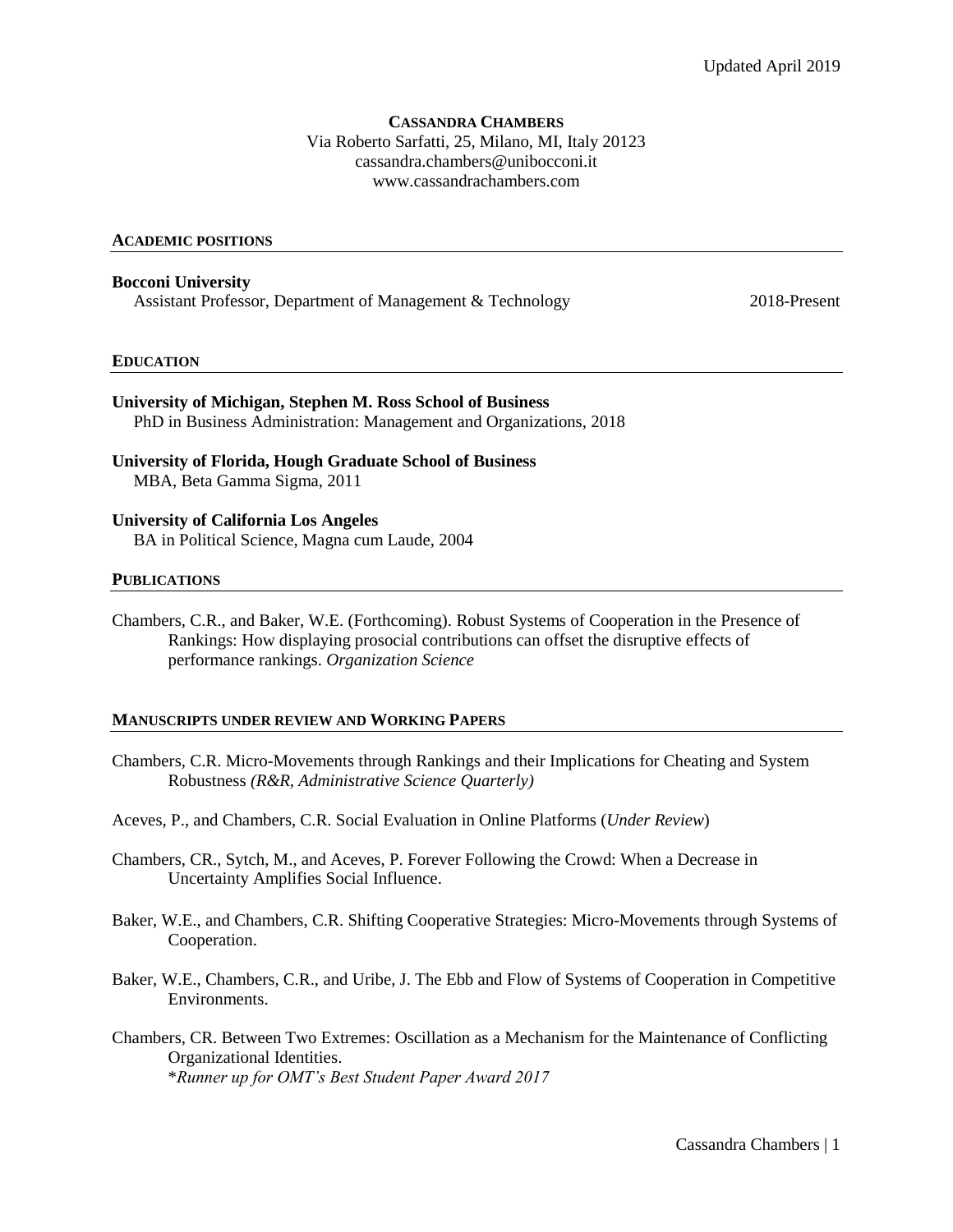Updated April 2019

**CASSANDRA CHAMBERS**
Via Roberto Sarfatti, 25, Milano, MI, Italy 20123
cassandra.chambers@unibocconi.it
www.cassandrachambers.com

## ACADEMIC POSITIONS

**Bocconi University**
Assistant Professor, Department of Management & Technology — 2018-Present

## EDUCATION

**University of Michigan, Stephen M. Ross School of Business**
PhD in Business Administration: Management and Organizations, 2018

**University of Florida, Hough Graduate School of Business**
MBA, Beta Gamma Sigma, 2011

**University of California Los Angeles**
BA in Political Science, Magna cum Laude, 2004

## PUBLICATIONS

Chambers, C.R., and Baker, W.E. (Forthcoming). Robust Systems of Cooperation in the Presence of Rankings: How displaying prosocial contributions can offset the disruptive effects of performance rankings. *Organization Science*

## MANUSCRIPTS UNDER REVIEW AND WORKING PAPERS

Chambers, C.R. Micro-Movements through Rankings and their Implications for Cheating and System Robustness *(R&R, Administrative Science Quarterly)*

Aceves, P., and Chambers, C.R. Social Evaluation in Online Platforms (*Under Review*)

Chambers, CR., Sytch, M., and Aceves, P. Forever Following the Crowd: When a Decrease in Uncertainty Amplifies Social Influence.

Baker, W.E., and Chambers, C.R. Shifting Cooperative Strategies: Micro-Movements through Systems of Cooperation.

Baker, W.E., Chambers, C.R., and Uribe, J. The Ebb and Flow of Systems of Cooperation in Competitive Environments.

Chambers, CR. Between Two Extremes: Oscillation as a Mechanism for the Maintenance of Conflicting Organizational Identities.
\**Runner up for OMT's Best Student Paper Award 2017*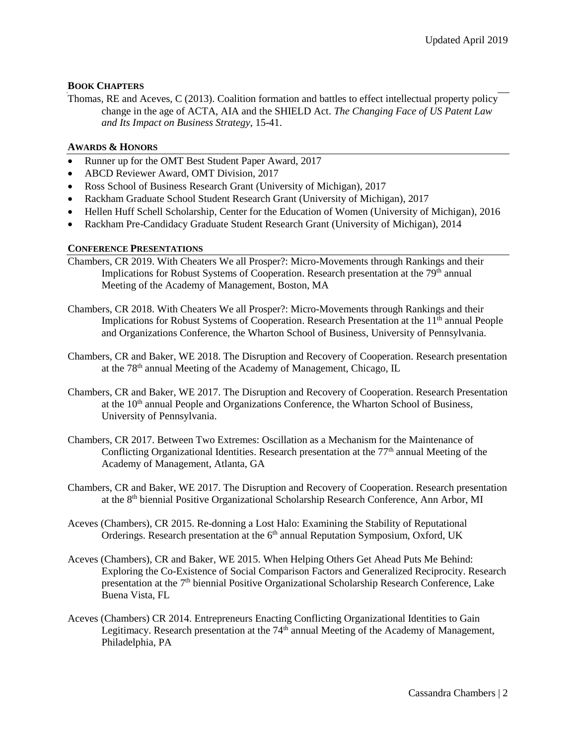## BOOK CHAPTERS

Thomas, RE and Aceves, C (2013). Coalition formation and battles to effect intellectual property policy change in the age of ACTA, AIA and the SHIELD Act. *The Changing Face of US Patent Law and Its Impact on Business Strategy*, 15-41.

## AWARDS & HONORS

- Runner up for the OMT Best Student Paper Award, 2017
- ABCD Reviewer Award, OMT Division, 2017
- Ross School of Business Research Grant (University of Michigan), 2017
- Rackham Graduate School Student Research Grant (University of Michigan), 2017
- Hellen Huff Schell Scholarship, Center for the Education of Women (University of Michigan), 2016
- Rackham Pre-Candidacy Graduate Student Research Grant (University of Michigan), 2014

## CONFERENCE PRESENTATIONS

Chambers, CR 2019. With Cheaters We all Prosper?: Micro-Movements through Rankings and their Implications for Robust Systems of Cooperation. Research presentation at the 79th annual Meeting of the Academy of Management, Boston, MA

Chambers, CR 2018. With Cheaters We all Prosper?: Micro-Movements through Rankings and their Implications for Robust Systems of Cooperation. Research Presentation at the 11th annual People and Organizations Conference, the Wharton School of Business, University of Pennsylvania.

Chambers, CR and Baker, WE 2018. The Disruption and Recovery of Cooperation. Research presentation at the 78th annual Meeting of the Academy of Management, Chicago, IL

Chambers, CR and Baker, WE 2017. The Disruption and Recovery of Cooperation. Research Presentation at the 10th annual People and Organizations Conference, the Wharton School of Business, University of Pennsylvania.

Chambers, CR 2017. Between Two Extremes: Oscillation as a Mechanism for the Maintenance of Conflicting Organizational Identities. Research presentation at the 77th annual Meeting of the Academy of Management, Atlanta, GA

Chambers, CR and Baker, WE 2017. The Disruption and Recovery of Cooperation. Research presentation at the 8th biennial Positive Organizational Scholarship Research Conference, Ann Arbor, MI

Aceves (Chambers), CR 2015. Re-donning a Lost Halo: Examining the Stability of Reputational Orderings. Research presentation at the 6th annual Reputation Symposium, Oxford, UK

Aceves (Chambers), CR and Baker, WE 2015. When Helping Others Get Ahead Puts Me Behind: Exploring the Co-Existence of Social Comparison Factors and Generalized Reciprocity. Research presentation at the 7th biennial Positive Organizational Scholarship Research Conference, Lake Buena Vista, FL

Aceves (Chambers) CR 2014. Entrepreneurs Enacting Conflicting Organizational Identities to Gain Legitimacy. Research presentation at the 74th annual Meeting of the Academy of Management, Philadelphia, PA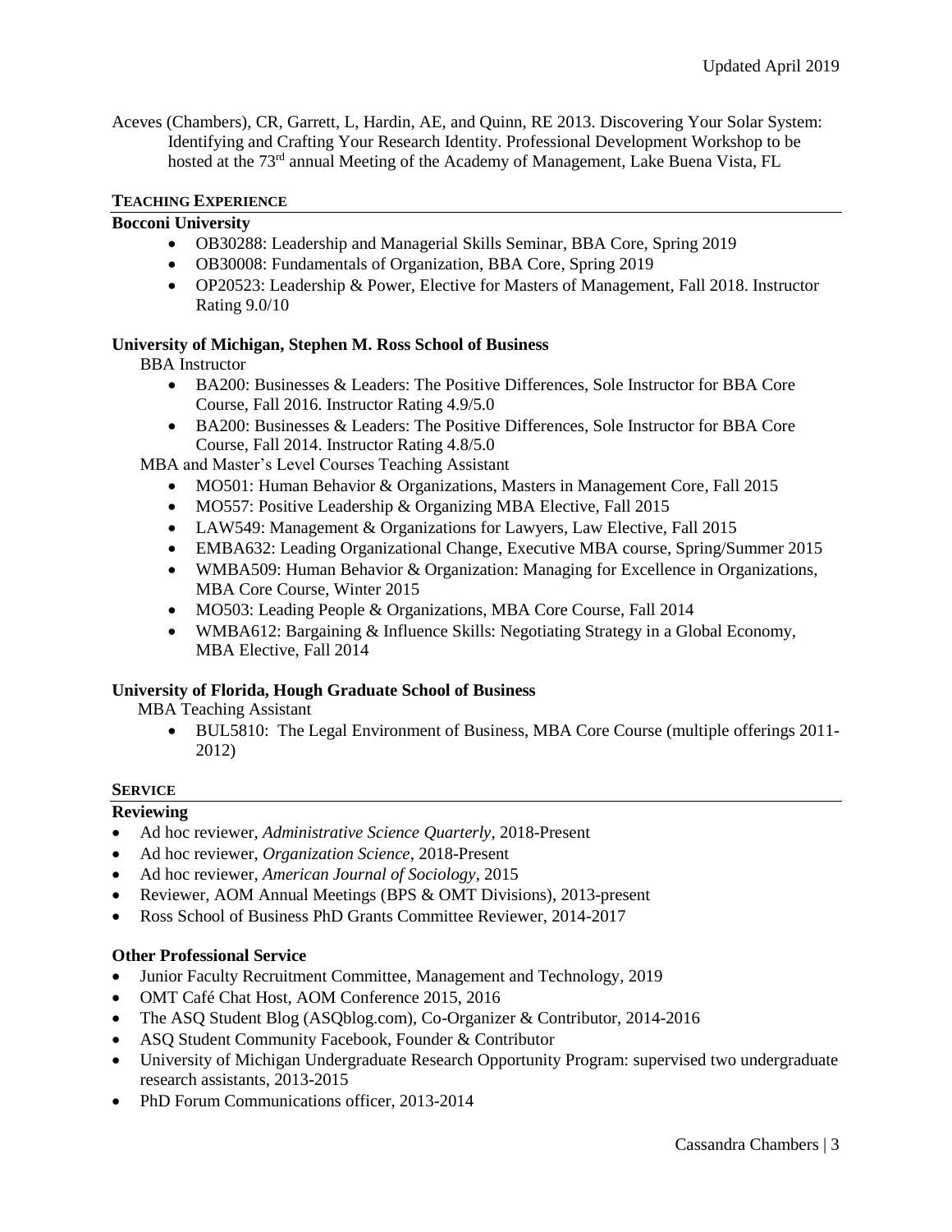Aceves (Chambers), CR, Garrett, L, Hardin, AE, and Quinn, RE 2013. Discovering Your Solar System: Identifying and Crafting Your Research Identity. Professional Development Workshop to be hosted at the 73rd annual Meeting of the Academy of Management, Lake Buena Vista, FL

## TEACHING EXPERIENCE

### Bocconi University

- OB30288: Leadership and Managerial Skills Seminar, BBA Core, Spring 2019
- OB30008: Fundamentals of Organization, BBA Core, Spring 2019
- OP20523: Leadership & Power, Elective for Masters of Management, Fall 2018. Instructor Rating 9.0/10

### University of Michigan, Stephen M. Ross School of Business

BBA Instructor

- BA200: Businesses & Leaders: The Positive Differences, Sole Instructor for BBA Core Course, Fall 2016. Instructor Rating 4.9/5.0
- BA200: Businesses & Leaders: The Positive Differences, Sole Instructor for BBA Core Course, Fall 2014. Instructor Rating 4.8/5.0

MBA and Master's Level Courses Teaching Assistant

- MO501: Human Behavior & Organizations, Masters in Management Core, Fall 2015
- MO557: Positive Leadership & Organizing MBA Elective, Fall 2015
- LAW549: Management & Organizations for Lawyers, Law Elective, Fall 2015
- EMBA632: Leading Organizational Change, Executive MBA course, Spring/Summer 2015
- WMBA509: Human Behavior & Organization: Managing for Excellence in Organizations, MBA Core Course, Winter 2015
- MO503: Leading People & Organizations, MBA Core Course, Fall 2014
- WMBA612: Bargaining & Influence Skills: Negotiating Strategy in a Global Economy, MBA Elective, Fall 2014

### University of Florida, Hough Graduate School of Business

MBA Teaching Assistant

- BUL5810: The Legal Environment of Business, MBA Core Course (multiple offerings 2011-2012)

## SERVICE

### Reviewing

- Ad hoc reviewer, *Administrative Science Quarterly*, 2018-Present
- Ad hoc reviewer, *Organization Science*, 2018-Present
- Ad hoc reviewer, *American Journal of Sociology*, 2015
- Reviewer, AOM Annual Meetings (BPS & OMT Divisions), 2013-present
- Ross School of Business PhD Grants Committee Reviewer, 2014-2017

### Other Professional Service

- Junior Faculty Recruitment Committee, Management and Technology, 2019
- OMT Café Chat Host, AOM Conference 2015, 2016
- The ASQ Student Blog (ASQblog.com), Co-Organizer & Contributor, 2014-2016
- ASQ Student Community Facebook, Founder & Contributor
- University of Michigan Undergraduate Research Opportunity Program: supervised two undergraduate research assistants, 2013-2015
- PhD Forum Communications officer, 2013-2014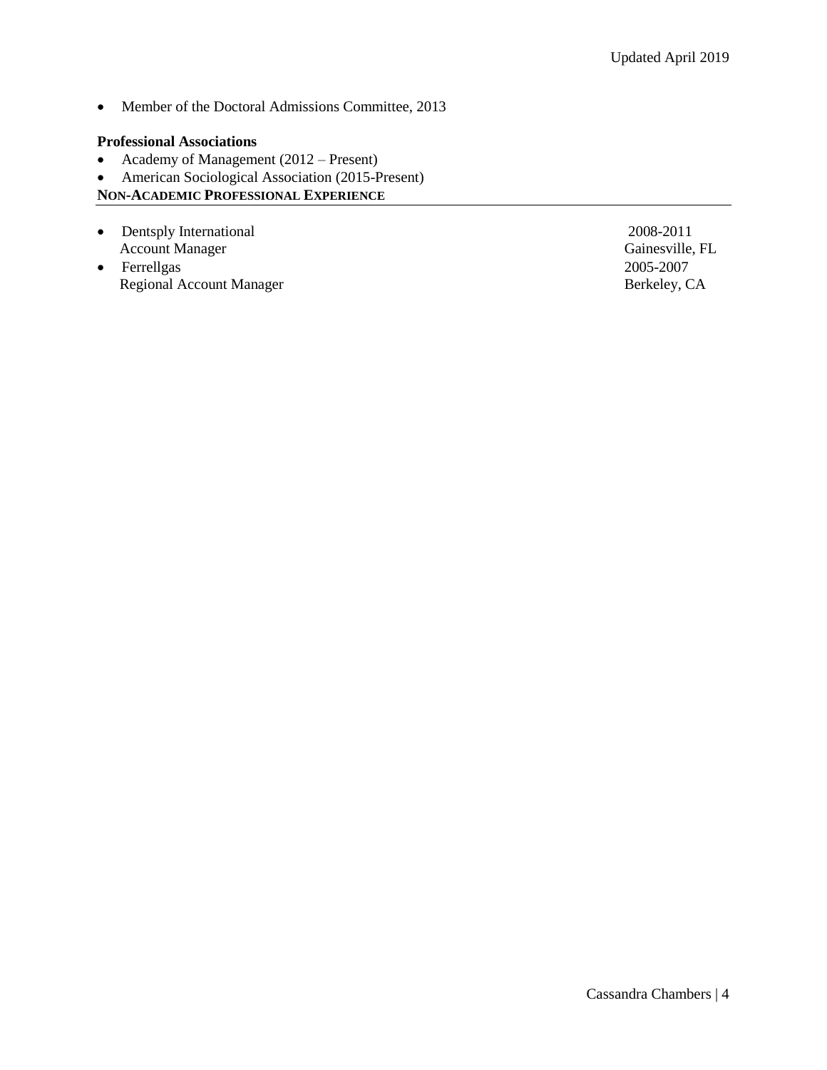- Member of the Doctoral Admissions Committee, 2013

**Professional Associations**

- Academy of Management (2012 – Present)
- American Sociological Association (2015-Present)

## NON-ACADEMIC PROFESSIONAL EXPERIENCE

- Dentsply International 2008-2011
  Account Manager Gainesville, FL
- Ferrellgas 2005-2007
  Regional Account Manager Berkeley, CA